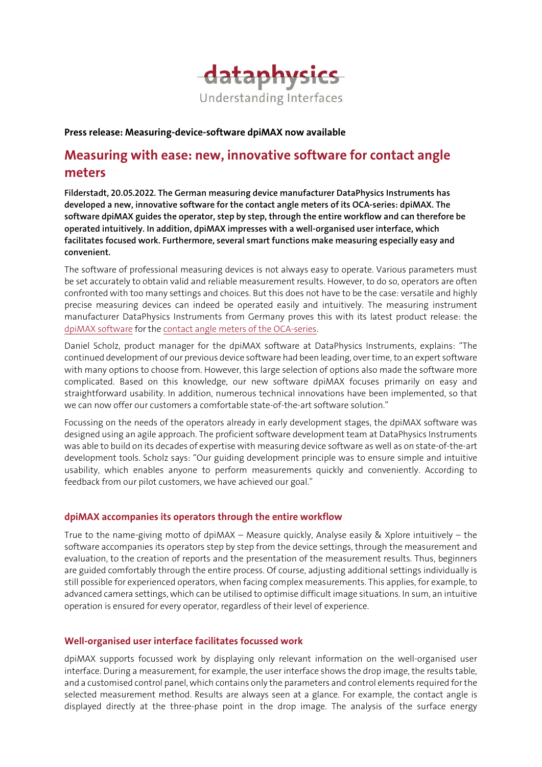dataphysics
Understanding Interfaces

**Press release: Measuring-device-software dpiMAX now available**

# Measuring with ease: new, innovative software for contact angle meters

**Filderstadt, 20.05.2022. The German measuring device manufacturer DataPhysics Instruments has developed a new, innovative software for the contact angle meters of its OCA-series: dpiMAX. The software dpiMAX guides the operator, step by step, through the entire workflow and can therefore be operated intuitively. In addition, dpiMAX impresses with a well-organised user interface, which facilitates focused work. Furthermore, several smart functions make measuring especially easy and convenient.**

The software of professional measuring devices is not always easy to operate. Various parameters must be set accurately to obtain valid and reliable measurement results. However, to do so, operators are often confronted with too many settings and choices. But this does not have to be the case: versatile and highly precise measuring devices can indeed be operated easily and intuitively. The measuring instrument manufacturer DataPhysics Instruments from Germany proves this with its latest product release: the dpiMAX software for the contact angle meters of the OCA-series.

Daniel Scholz, product manager for the dpiMAX software at DataPhysics Instruments, explains: "The continued development of our previous device software had been leading, over time, to an expert software with many options to choose from. However, this large selection of options also made the software more complicated. Based on this knowledge, our new software dpiMAX focuses primarily on easy and straightforward usability. In addition, numerous technical innovations have been implemented, so that we can now offer our customers a comfortable state-of-the-art software solution."

Focussing on the needs of the operators already in early development stages, the dpiMAX software was designed using an agile approach. The proficient software development team at DataPhysics Instruments was able to build on its decades of expertise with measuring device software as well as on state-of-the-art development tools. Scholz says: "Our guiding development principle was to ensure simple and intuitive usability, which enables anyone to perform measurements quickly and conveniently. According to feedback from our pilot customers, we have achieved our goal."

## dpiMAX accompanies its operators through the entire workflow

True to the name-giving motto of dpiMAX – Measure quickly, Analyse easily & Xplore intuitively – the software accompanies its operators step by step from the device settings, through the measurement and evaluation, to the creation of reports and the presentation of the measurement results. Thus, beginners are guided comfortably through the entire process. Of course, adjusting additional settings individually is still possible for experienced operators, when facing complex measurements. This applies, for example, to advanced camera settings, which can be utilised to optimise difficult image situations. In sum, an intuitive operation is ensured for every operator, regardless of their level of experience.

## Well-organised user interface facilitates focussed work

dpiMAX supports focussed work by displaying only relevant information on the well-organised user interface. During a measurement, for example, the user interface shows the drop image, the results table, and a customised control panel, which contains only the parameters and control elements required for the selected measurement method. Results are always seen at a glance. For example, the contact angle is displayed directly at the three-phase point in the drop image. The analysis of the surface energy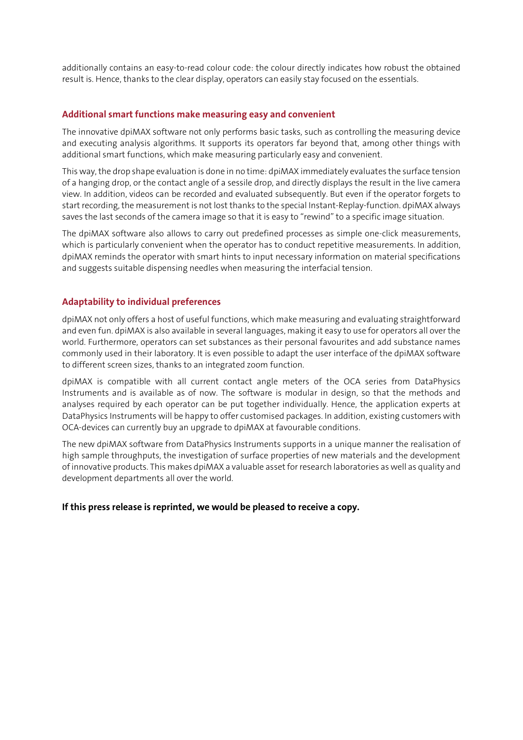additionally contains an easy-to-read colour code: the colour directly indicates how robust the obtained result is. Hence, thanks to the clear display, operators can easily stay focused on the essentials.

## Additional smart functions make measuring easy and convenient

The innovative dpiMAX software not only performs basic tasks, such as controlling the measuring device and executing analysis algorithms. It supports its operators far beyond that, among other things with additional smart functions, which make measuring particularly easy and convenient.

This way, the drop shape evaluation is done in no time: dpiMAX immediately evaluates the surface tension of a hanging drop, or the contact angle of a sessile drop, and directly displays the result in the live camera view. In addition, videos can be recorded and evaluated subsequently. But even if the operator forgets to start recording, the measurement is not lost thanks to the special Instant-Replay-function. dpiMAX always saves the last seconds of the camera image so that it is easy to "rewind" to a specific image situation.

The dpiMAX software also allows to carry out predefined processes as simple one-click measurements, which is particularly convenient when the operator has to conduct repetitive measurements. In addition, dpiMAX reminds the operator with smart hints to input necessary information on material specifications and suggests suitable dispensing needles when measuring the interfacial tension.

## Adaptability to individual preferences

dpiMAX not only offers a host of useful functions, which make measuring and evaluating straightforward and even fun. dpiMAX is also available in several languages, making it easy to use for operators all over the world. Furthermore, operators can set substances as their personal favourites and add substance names commonly used in their laboratory. It is even possible to adapt the user interface of the dpiMAX software to different screen sizes, thanks to an integrated zoom function.

dpiMAX is compatible with all current contact angle meters of the OCA series from DataPhysics Instruments and is available as of now. The software is modular in design, so that the methods and analyses required by each operator can be put together individually. Hence, the application experts at DataPhysics Instruments will be happy to offer customised packages. In addition, existing customers with OCA-devices can currently buy an upgrade to dpiMAX at favourable conditions.

The new dpiMAX software from DataPhysics Instruments supports in a unique manner the realisation of high sample throughputs, the investigation of surface properties of new materials and the development of innovative products. This makes dpiMAX a valuable asset for research laboratories as well as quality and development departments all over the world.

**If this press release is reprinted, we would be pleased to receive a copy.**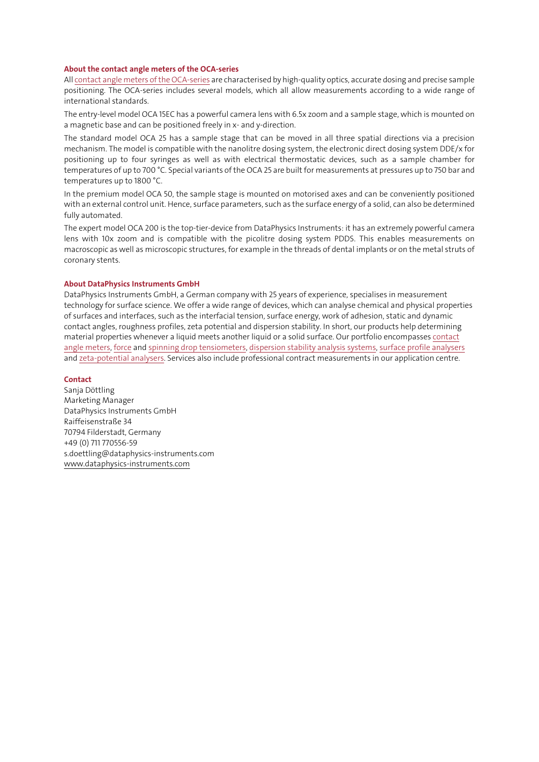**About the contact angle meters of the OCA-series**

All contact angle meters of the OCA-series are characterised by high-quality optics, accurate dosing and precise sample positioning. The OCA-series includes several models, which all allow measurements according to a wide range of international standards.

The entry-level model OCA 15EC has a powerful camera lens with 6.5x zoom and a sample stage, which is mounted on a magnetic base and can be positioned freely in x- and y-direction.

The standard model OCA 25 has a sample stage that can be moved in all three spatial directions via a precision mechanism. The model is compatible with the nanolitre dosing system, the electronic direct dosing system DDE/x for positioning up to four syringes as well as with electrical thermostatic devices, such as a sample chamber for temperatures of up to 700 °C. Special variants of the OCA 25 are built for measurements at pressures up to 750 bar and temperatures up to 1800 °C.

In the premium model OCA 50, the sample stage is mounted on motorised axes and can be conveniently positioned with an external control unit. Hence, surface parameters, such as the surface energy of a solid, can also be determined fully automated.

The expert model OCA 200 is the top-tier-device from DataPhysics Instruments: it has an extremely powerful camera lens with 10x zoom and is compatible with the picolitre dosing system PDDS. This enables measurements on macroscopic as well as microscopic structures, for example in the threads of dental implants or on the metal struts of coronary stents.

**About DataPhysics Instruments GmbH**

DataPhysics Instruments GmbH, a German company with 25 years of experience, specialises in measurement technology for surface science. We offer a wide range of devices, which can analyse chemical and physical properties of surfaces and interfaces, such as the interfacial tension, surface energy, work of adhesion, static and dynamic contact angles, roughness profiles, zeta potential and dispersion stability. In short, our products help determining material properties whenever a liquid meets another liquid or a solid surface. Our portfolio encompasses contact angle meters, force and spinning drop tensiometers, dispersion stability analysis systems, surface profile analysers and zeta-potential analysers. Services also include professional contract measurements in our application centre.

**Contact**

Sanja Döttling
Marketing Manager
DataPhysics Instruments GmbH
Raiffeisenstraße 34
70794 Filderstadt, Germany
+49 (0) 711 770556-59
s.doettling@dataphysics-instruments.com
www.dataphysics-instruments.com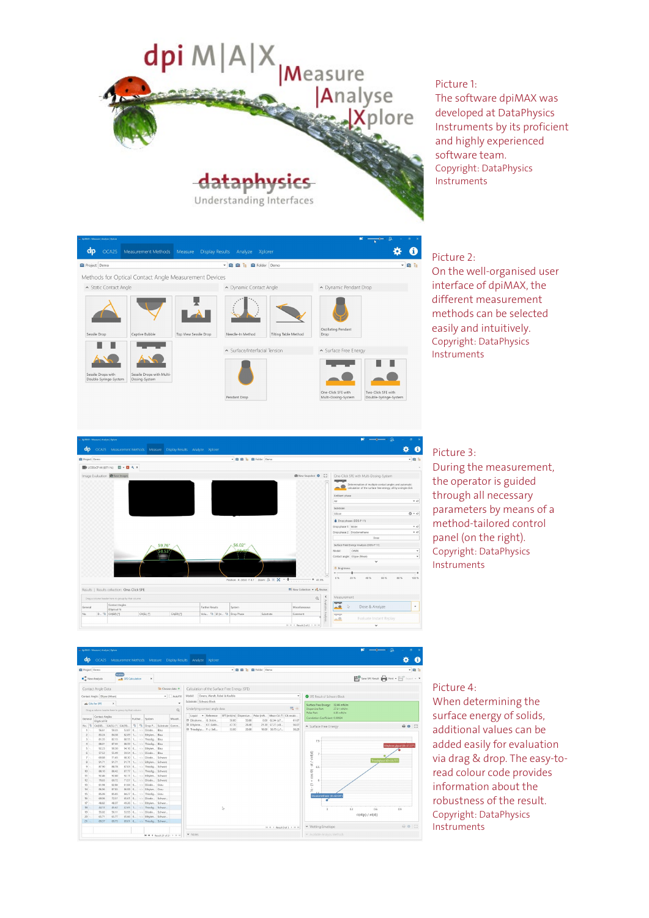Picture 1:
The software dpiMAX was developed at DataPhysics Instruments by its proficient and highly experienced software team.
Copyright: DataPhysics Instruments

Picture 2:
On the well-organised user interface of dpiMAX, the different measurement methods can be selected easily and intuitively.
Copyright: DataPhysics Instruments

Picture 3:
During the measurement, the operator is guided through all necessary parameters by means of a method-tailored control panel (on the right).
Copyright: DataPhysics Instruments

Picture 4:
When determining the surface energy of solids, additional values can be added easily for evaluation via drag & drop. The easy-to-read colour code provides information about the robustness of the result.
Copyright: DataPhysics Instruments